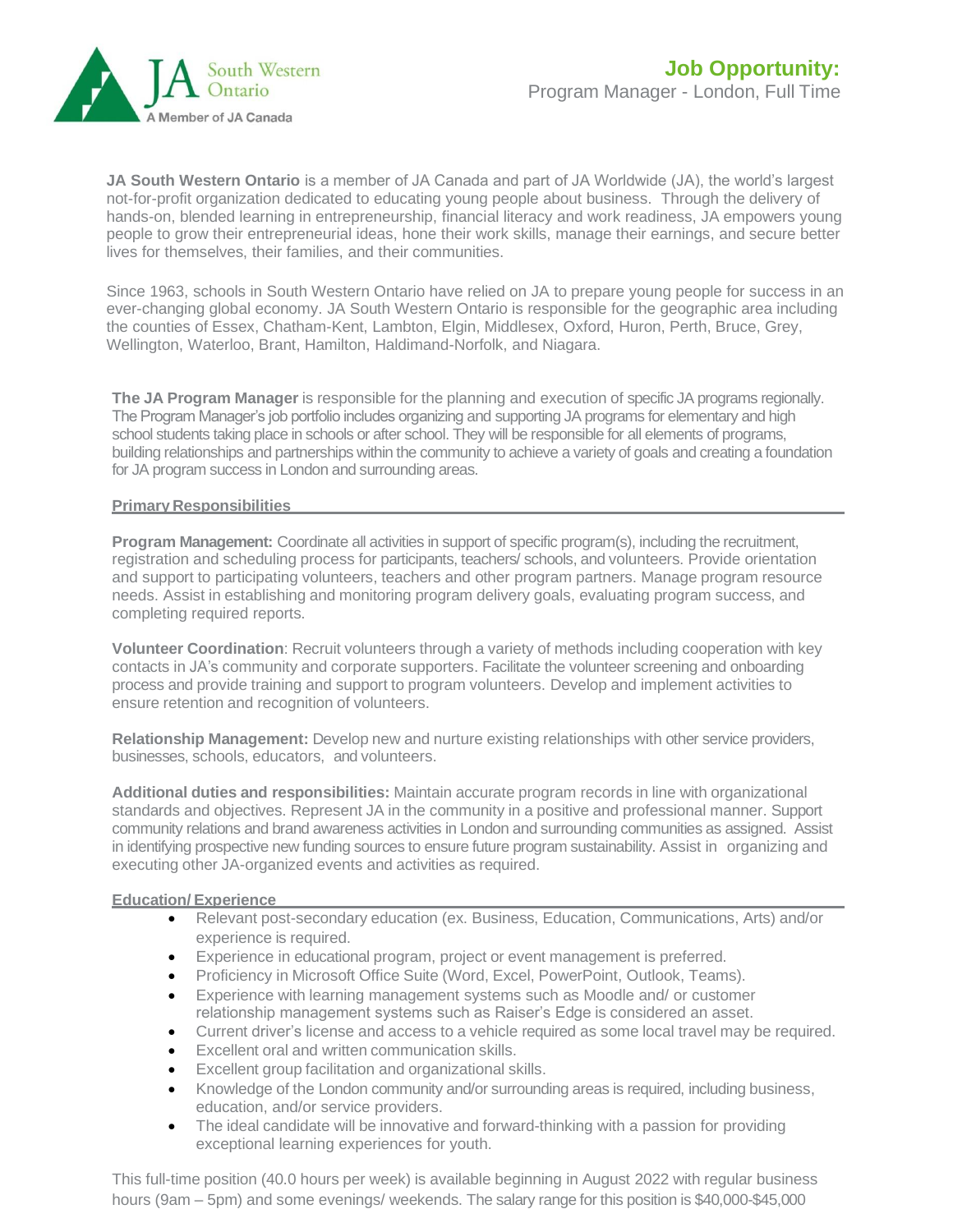JA South Western Ontario

A Member of JA Canada

# Job Opportunity:

Program Manager - London, Full Time

**JA South Western Ontario** is a member of JA Canada and part of JA Worldwide (JA), the world's largest not-for-profit organization dedicated to educating young people about business. Through the delivery of hands-on, blended learning in entrepreneurship, financial literacy and work readiness, JA empowers young people to grow their entrepreneurial ideas, hone their work skills, manage their earnings, and secure better lives for themselves, their families, and their communities.

Since 1963, schools in South Western Ontario have relied on JA to prepare young people for success in an ever-changing global economy. JA South Western Ontario is responsible for the geographic area including the counties of Essex, Chatham-Kent, Lambton, Elgin, Middlesex, Oxford, Huron, Perth, Bruce, Grey, Wellington, Waterloo, Brant, Hamilton, Haldimand-Norfolk, and Niagara.

**The JA Program Manager** is responsible for the planning and execution of specific JA programs regionally. The Program Manager's job portfolio includes organizing and supporting JA programs for elementary and high school students taking place in schools or after school. They will be responsible for all elements of programs, building relationships and partnerships within the community to achieve a variety of goals and creating a foundation for JA program success in London and surrounding areas.

## Primary Responsibilities

**Program Management:** Coordinate all activities in support of specific program(s), including the recruitment, registration and scheduling process for participants, teachers/ schools, and volunteers. Provide orientation and support to participating volunteers, teachers and other program partners. Manage program resource needs. Assist in establishing and monitoring program delivery goals, evaluating program success, and completing required reports.

**Volunteer Coordination**: Recruit volunteers through a variety of methods including cooperation with key contacts in JA's community and corporate supporters. Facilitate the volunteer screening and onboarding process and provide training and support to program volunteers. Develop and implement activities to ensure retention and recognition of volunteers.

**Relationship Management:** Develop new and nurture existing relationships with other service providers, businesses, schools, educators, and volunteers.

**Additional duties and responsibilities:** Maintain accurate program records in line with organizational standards and objectives. Represent JA in the community in a positive and professional manner. Support community relations and brand awareness activities in London and surrounding communities as assigned. Assist in identifying prospective new funding sources to ensure future program sustainability. Assist in organizing and executing other JA-organized events and activities as required.

## Education/ Experience

- Relevant post-secondary education (ex. Business, Education, Communications, Arts) and/or experience is required.
- Experience in educational program, project or event management is preferred.
- Proficiency in Microsoft Office Suite (Word, Excel, PowerPoint, Outlook, Teams).
- Experience with learning management systems such as Moodle and/ or customer relationship management systems such as Raiser's Edge is considered an asset.
- Current driver's license and access to a vehicle required as some local travel may be required.
- Excellent oral and written communication skills.
- Excellent group facilitation and organizational skills.
- Knowledge of the London community and/or surrounding areas is required, including business, education, and/or service providers.
- The ideal candidate will be innovative and forward-thinking with a passion for providing exceptional learning experiences for youth.

This full-time position (40.0 hours per week) is available beginning in August 2022 with regular business hours (9am – 5pm) and some evenings/ weekends. The salary range for this position is $40,000-$45,000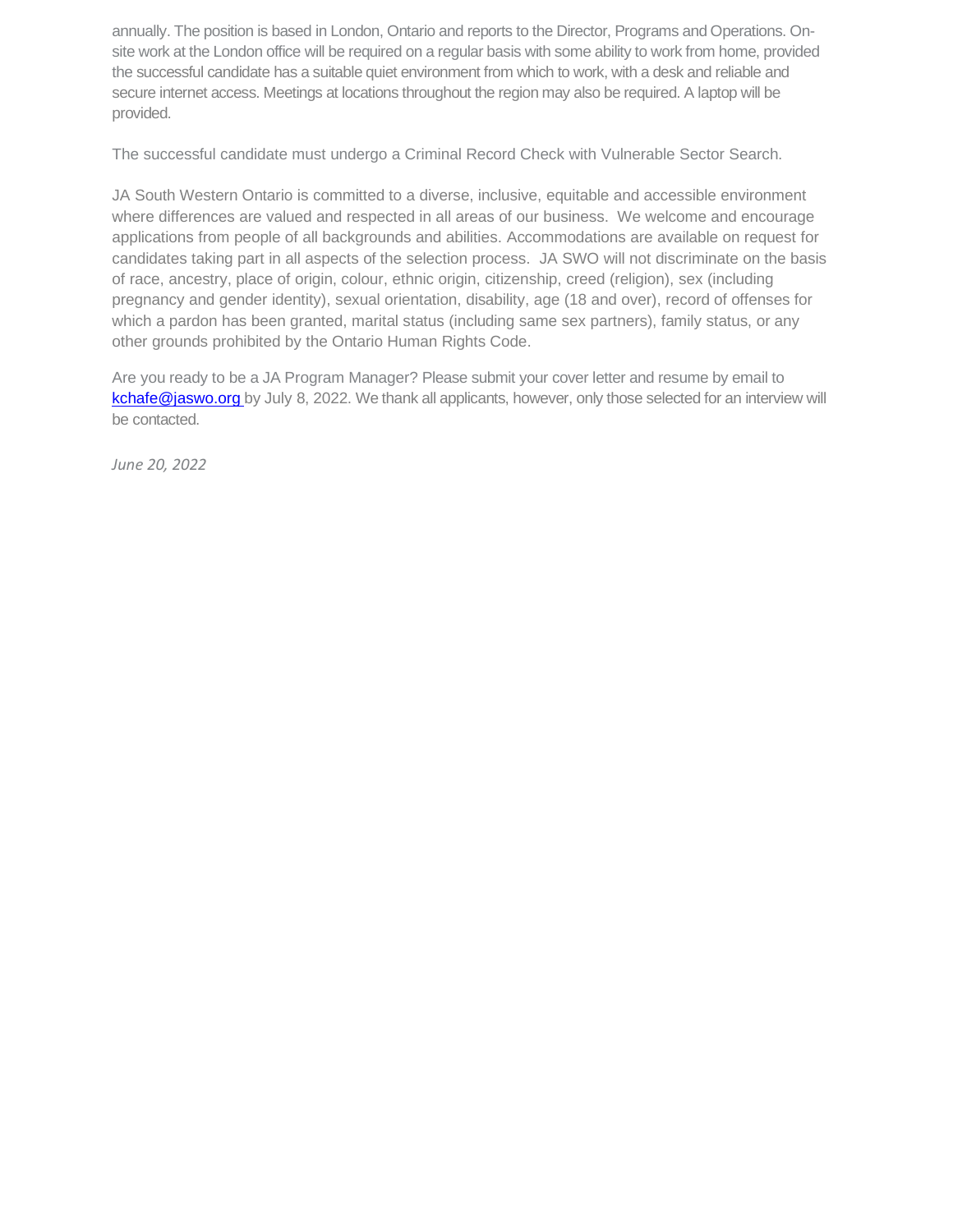annually. The position is based in London, Ontario and reports to the Director, Programs and Operations. On-site work at the London office will be required on a regular basis with some ability to work from home, provided the successful candidate has a suitable quiet environment from which to work, with a desk and reliable and secure internet access. Meetings at locations throughout the region may also be required. A laptop will be provided.

The successful candidate must undergo a Criminal Record Check with Vulnerable Sector Search.

JA South Western Ontario is committed to a diverse, inclusive, equitable and accessible environment where differences are valued and respected in all areas of our business. We welcome and encourage applications from people of all backgrounds and abilities. Accommodations are available on request for candidates taking part in all aspects of the selection process. JA SWO will not discriminate on the basis of race, ancestry, place of origin, colour, ethnic origin, citizenship, creed (religion), sex (including pregnancy and gender identity), sexual orientation, disability, age (18 and over), record of offenses for which a pardon has been granted, marital status (including same sex partners), family status, or any other grounds prohibited by the Ontario Human Rights Code.

Are you ready to be a JA Program Manager? Please submit your cover letter and resume by email to kchafe@jaswo.org by July 8, 2022. We thank all applicants, however, only those selected for an interview will be contacted.

*June 20, 2022*